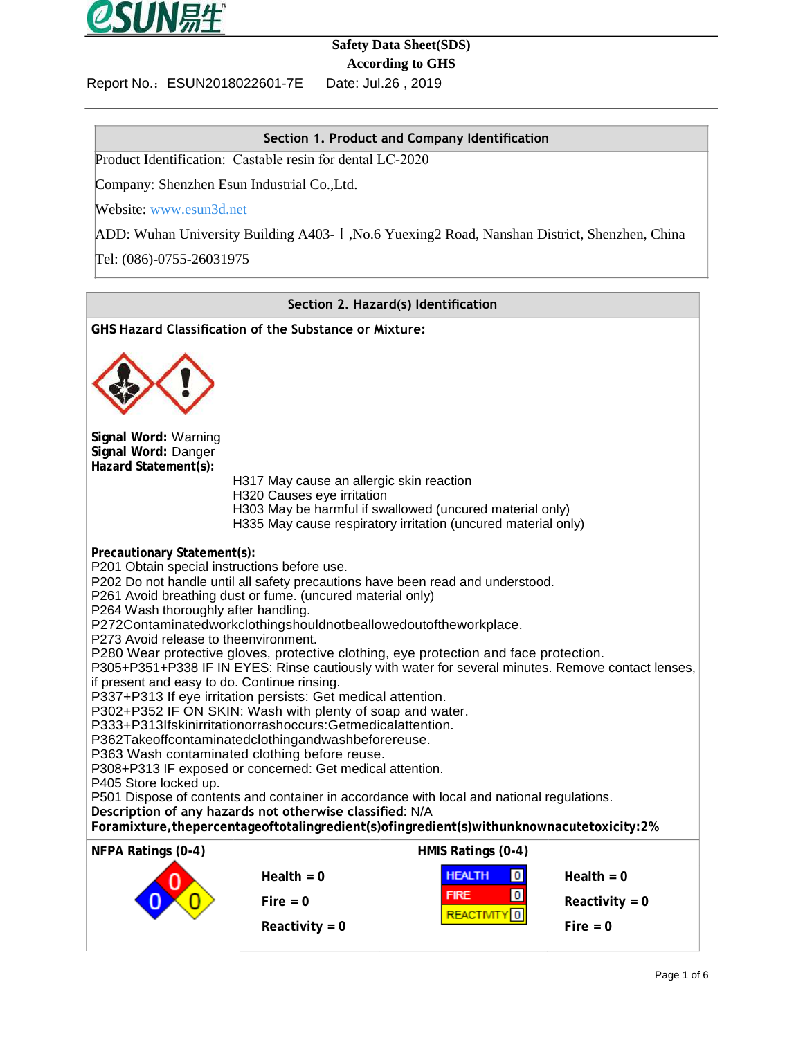# Safety Data Sheet(SDS)

**According to GHS**

Report No.：ESUN2018022601-7E  Date: Jul.26 , 2019

## Section 1. Product and Company Identification

Product Identification: Castable resin for dental LC-2020

Company: Shenzhen Esun Industrial Co.,Ltd.

Website: www.esun3d.net

ADD: Wuhan University Building A403-Ⅰ,No.6 Yuexing2 Road, Nanshan District, Shenzhen, China

Tel: (086)-0755-26031975

## Section 2. Hazard(s) Identification

**GHS Hazard Classification of the Substance or Mixture:**

**Signal Word:** Warning
**Signal Word:** Danger
**Hazard Statement(s):**

H317 May cause an allergic skin reaction
H320 Causes eye irritation
H303 May be harmful if swallowed (uncured material only)
H335 May cause respiratory irritation (uncured material only)

**Precautionary Statement(s):**
P201 Obtain special instructions before use.
P202 Do not handle until all safety precautions have been read and understood.
P261 Avoid breathing dust or fume. (uncured material only)
P264 Wash thoroughly after handling.
P272Contaminatedworkclothingshouldnotbeallowedoutoftheworkplace.
P273 Avoid release to theenvironment.
P280 Wear protective gloves, protective clothing, eye protection and face protection.
P305+P351+P338 IF IN EYES: Rinse cautiously with water for several minutes. Remove contact lenses, if present and easy to do. Continue rinsing.
P337+P313 If eye irritation persists: Get medical attention.
P302+P352 IF ON SKIN: Wash with plenty of soap and water.
P333+P313Ifskinirritationorrashoccurs:Getmedicalattention.
P362Takeoffcontaminatedclothingandwashbeforereuse.
P363 Wash contaminated clothing before reuse.
P308+P313 IF exposed or concerned: Get medical attention.
P405 Store locked up.
P501 Dispose of contents and container in accordance with local and national regulations.
**Description of any hazards not otherwise classified**: N/A
**Foramixture,thepercentageoftotalingredient(s)ofingredient(s)withunknownacutetoxicity:2%**

| NFPA Ratings (0-4) | | HMIS Ratings (0-4) | |
|---|---|---|---|
| | Health = 0 | HEALTH 0 | Health = 0 |
| | Fire = 0 | FIRE 0 | Reactivity = 0 |
| | Reactivity = 0 | REACTIVITY 0 | Fire = 0 |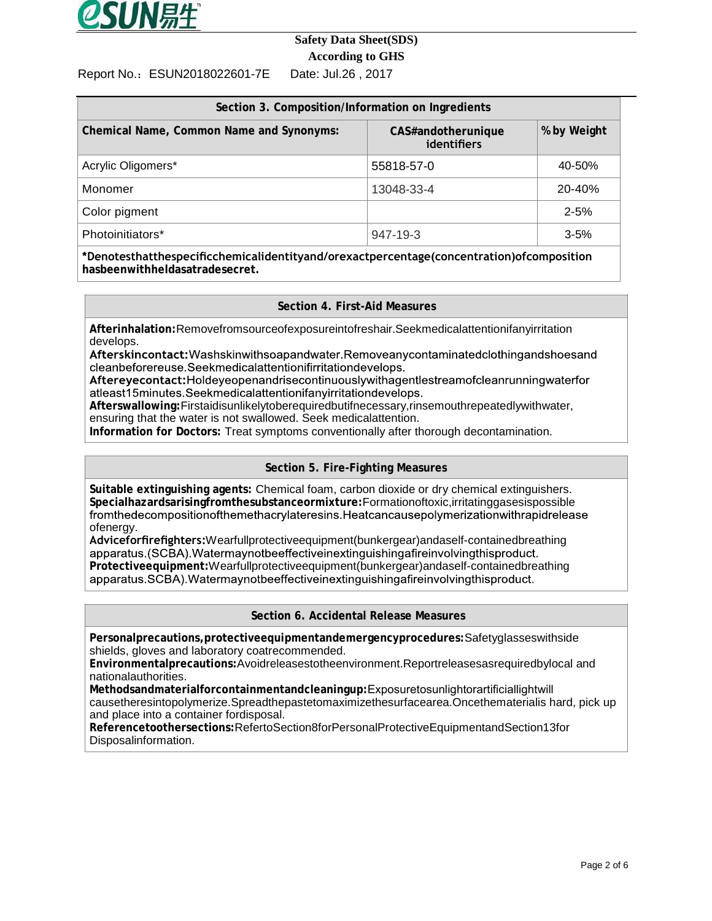| Section 3. Composition/Information on Ingredients | | |
|---|---|---|
| **Chemical Name, Common Name and Synonyms:** | **CAS# and other unique identifiers** | **% by Weight** |
| Acrylic Oligomers* | 55818-57-0 | 40-50% |
| Monomer | 13048-33-4 | 20-40% |
| Color pigment | | 2-5% |
| Photoinitiators* | 947-19-3 | 3-5% |

***Denotes that the specific chemical identity and/or exact percentage (concentration) of composition has been withheld as a trade secret.**

## Section 4. First-Aid Measures

**After inhalation:** Remove from source of exposure into fresh air. Seek medical attention if any irritation develops.
**After skin contact:** Wash skin with soap and water. Remove any contaminated clothing and shoes and clean before reuse. Seek medical attention if irritation develops.
**After eye contact:** Hold eye open and rise continuously with a gentle stream of clean running water for at least 15 minutes. Seek medical attention if any irritation develops.
**After swallowing:** First aid is unlikely to be required but if necessary, rinse mouth repeatedly with water, ensuring that the water is not swallowed. Seek medical attention.
**Information for Doctors:** Treat symptoms conventionally after thorough decontamination.

## Section 5. Fire-Fighting Measures

**Suitable extinguishing agents:** Chemical foam, carbon dioxide or dry chemical extinguishers.
**Special hazards arising from the substance or mixture:** Formation of toxic, irritating gases is possible from the decomposition of the methacrylate resins. Heat can cause polymerization with rapid release of energy.
**Advice for firefighters:** Wear full protective equipment (bunker gear) and a self-contained breathing apparatus. (SCBA). Water may not be effective in extinguishing a fire involving this product.
**Protective equipment:** Wear full protective equipment (bunker gear) and a self-contained breathing apparatus. SCBA). Water may not be effective in extinguishing a fire involving this product.

## Section 6. Accidental Release Measures

**Personal precautions, protective equipment and emergency procedures:** Safety glasses with side shields, gloves and laboratory coat recommended.
**Environmental precautions:** Avoid releases to the environment. Report releases as required by local and national authorities.
**Methods and material for containment and cleaning up:** Exposure to sunlight or artificial light will cause the resin to polymerize. Spread the paste to maximize the surface area. Once the material is hard, pick up and place into a container for disposal.
**Reference to other sections:** Refer to Section 8 for Personal Protective Equipment and Section 13 for Disposal information.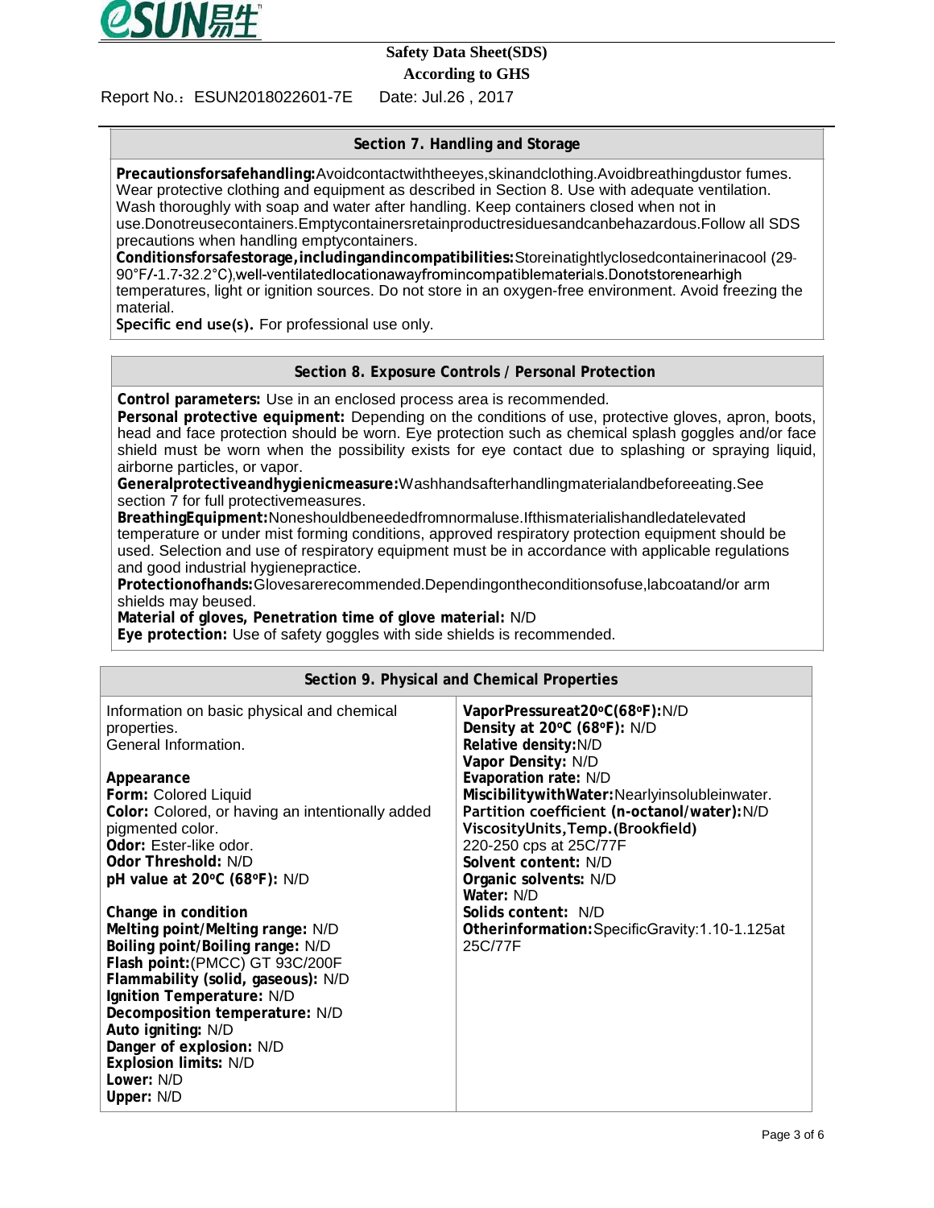**Safety Data Sheet(SDS)**

**According to GHS**

Report No.：ESUN2018022601-7E Date: Jul.26 , 2017

## Section 7. Handling and Storage

**Precautionsforsafehandling:**Avoidcontactwiththeeyes,skinandclothing.Avoidbreathingdustor fumes. Wear protective clothing and equipment as described in Section 8. Use with adequate ventilation. Wash thoroughly with soap and water after handling. Keep containers closed when not in use.Donotreusecontainers.Emptycontainersretainproductresiduesandcanbehazardous.Follow all SDS precautions when handling emptycontainers.

**Conditionsforsafestorage,includingandincompatibilities:**Storeinatightlyclosedcontainerinacool (29-90°F/-1.7-32.2°C),well-ventilatedlocationawayfromincompatiblematerials.Donotstorenearhigh temperatures, light or ignition sources. Do not store in an oxygen-free environment. Avoid freezing the material.

**Specific end use(s).** For professional use only.

## Section 8. Exposure Controls / Personal Protection

**Control parameters:** Use in an enclosed process area is recommended.

**Personal protective equipment:** Depending on the conditions of use, protective gloves, apron, boots, head and face protection should be worn. Eye protection such as chemical splash goggles and/or face shield must be worn when the possibility exists for eye contact due to splashing or spraying liquid, airborne particles, or vapor.

**Generalprotectiveandhygienicmeasure:**Washhandsafterhandlingmaterialandbeforeeating.See section 7 for full protectivemeasures.

**BreathingEquipment:**Noneshouldbeneededfromnormaluse.Ifthismaterialishandledatelevated temperature or under mist forming conditions, approved respiratory protection equipment should be used. Selection and use of respiratory equipment must be in accordance with applicable regulations and good industrial hygienepractice.

**Protectionofhands:**Glovesarerecommended.Dependingontheconditionsofuse,labcoatand/or arm shields may beused.

**Material of gloves, Penetration time of glove material:** N/D

**Eye protection:** Use of safety goggles with side shields is recommended.

## Section 9. Physical and Chemical Properties

Information on basic physical and chemical properties.
General Information.

**Appearance**
**Form:** Colored Liquid
**Color:** Colored, or having an intentionally added pigmented color.
**Odor:** Ester-like odor.
**Odor Threshold:** N/D
**pH value at 20ºC (68ºF):** N/D

**Change in condition**
**Melting point/Melting range:** N/D
**Boiling point/Boiling range:** N/D
**Flash point:**(PMCC) GT 93C/200F
**Flammability (solid, gaseous):** N/D
**Ignition Temperature:** N/D
**Decomposition temperature:** N/D
**Auto igniting:** N/D
**Danger of explosion:** N/D
**Explosion limits:** N/D
**Lower:** N/D
**Upper:** N/D

**VaporPressureat20ºC(68ºF):**N/D
**Density at 20ºC (68ºF):** N/D
**Relative density:**N/D
**Vapor Density:** N/D
**Evaporation rate:** N/D
**MiscibilitywithWater:**Nearlyinsolubleinwater.
**Partition coefficient (n-octanol/water):**N/D
**ViscosityUnits,Temp.(Brookfield)**
220-250 cps at 25C/77F
**Solvent content:** N/D
**Organic solvents:** N/D
**Water:** N/D
**Solids content:** N/D
**Otherinformation:**SpecificGravity:1.10-1.125at 25C/77F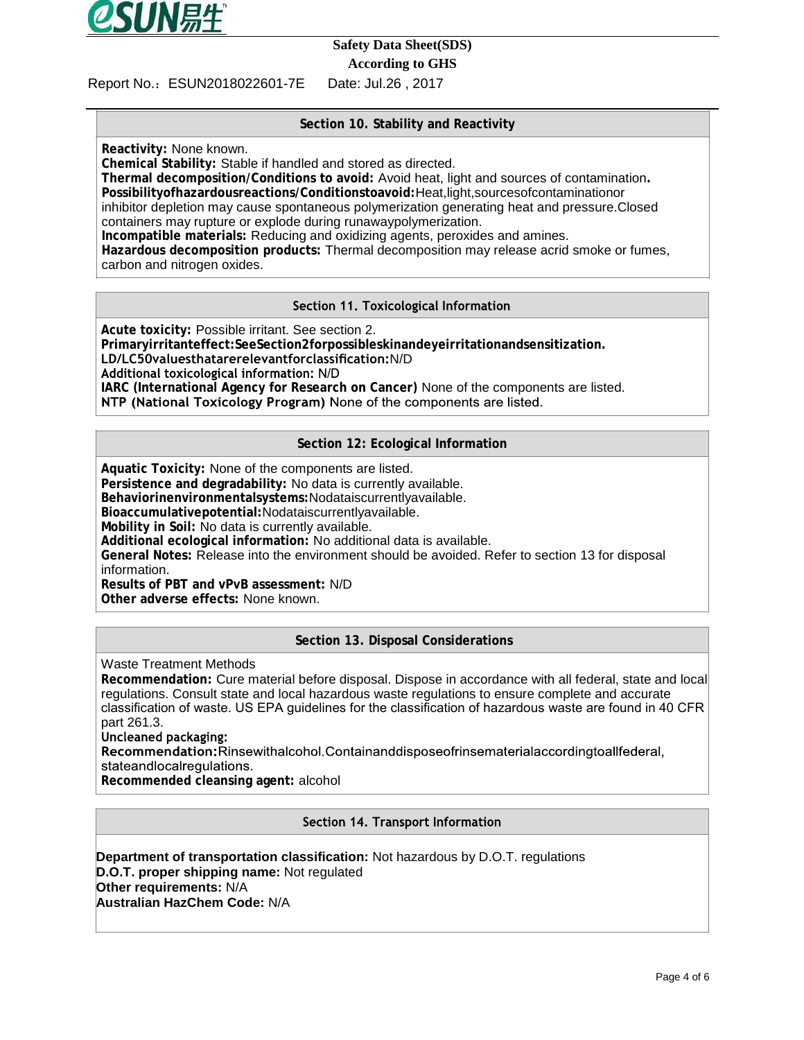## Section 10. Stability and Reactivity

**Reactivity:** None known.
**Chemical Stability:** Stable if handled and stored as directed.
**Thermal decomposition/Conditions to avoid:** Avoid heat, light and sources of contamination.
**Possibilityofhazardousreactions/Conditionstoavoid:** Heat,light,sourcesofcontaminationor inhibitor depletion may cause spontaneous polymerization generating heat and pressure.Closed containers may rupture or explode during runawaypolymerization.
**Incompatible materials:** Reducing and oxidizing agents, peroxides and amines.
**Hazardous decomposition products:** Thermal decomposition may release acrid smoke or fumes, carbon and nitrogen oxides.

## Section 11. Toxicological Information

**Acute toxicity:** Possible irritant. See section 2.
**Primaryirritanteffect:SeeSection2forpossibleskinandeyeirritationandsensitization.**
**LD/LC50valuesthatarerelevantforclassification:** N/D
**Additional toxicological information:** N/D
**IARC (International Agency for Research on Cancer)** None of the components are listed.
**NTP (National Toxicology Program)** None of the components are listed.

## Section 12: Ecological Information

**Aquatic Toxicity:** None of the components are listed.
**Persistence and degradability:** No data is currently available.
**Behaviorinenvironmentalsystems:** Nodataiscurrentlyavailable.
**Bioaccumulativepotential:** Nodataiscurrentlyavailable.
**Mobility in Soil:** No data is currently available.
**Additional ecological information:** No additional data is available.
**General Notes:** Release into the environment should be avoided. Refer to section 13 for disposal information.
**Results of PBT and vPvB assessment:** N/D
**Other adverse effects:** None known.

## Section 13. Disposal Considerations

Waste Treatment Methods
**Recommendation:** Cure material before disposal. Dispose in accordance with all federal, state and local regulations. Consult state and local hazardous waste regulations to ensure complete and accurate classification of waste. US EPA guidelines for the classification of hazardous waste are found in 40 CFR part 261.3.
**Uncleaned packaging:**
**Recommendation:** Rinsewithalcohol.Containanddisposeofrinsematerialaccordingtoallfederal, stateandlocalregulations.
**Recommended cleansing agent:** alcohol

## Section 14. Transport Information

**Department of transportation classification:** Not hazardous by D.O.T. regulations
**D.O.T. proper shipping name:** Not regulated
**Other requirements:** N/A
**Australian HazChem Code:** N/A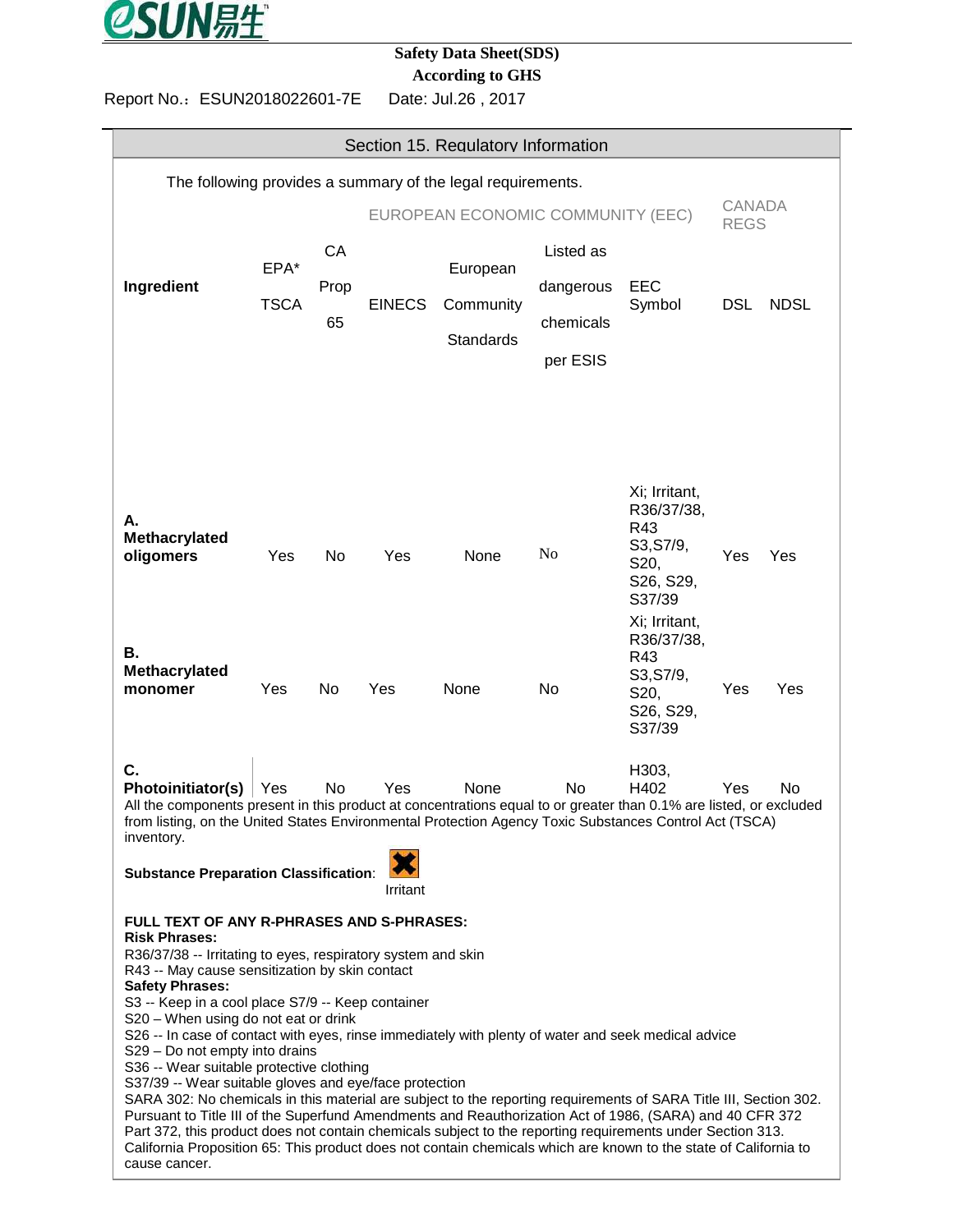**Safety Data Sheet(SDS)**
**According to GHS**

Report No.：ESUN2018022601-7E　Date: Jul.26 , 2017

## Section 15. Regulatory Information

The following provides a summary of the legal requirements.

| Ingredient | EPA* TSCA | CA Prop 65 | EUROPEAN ECONOMIC COMMUNITY (EEC) | | | | CANADA REGS | |
|---|---|---|---|---|---|---|---|---|
| | | | EINECS | European Community Standards | Listed as dangerous chemicals per ESIS | EEC Symbol | DSL | NDSL |
| **A. Methacrylated oligomers** | Yes | No | Yes | None | No | Xi; Irritant, R36/37/38, R43 S3,S7/9, S20, S26, S29, S37/39 | Yes | Yes |
| **B. Methacrylated monomer** | Yes | No | Yes | None | No | Xi; Irritant, R36/37/38, R43 S3,S7/9, S20, S26, S29, S37/39 | Yes | Yes |
| **C. Photoinitiator(s)** | Yes | No | Yes | None | No | H303, H402 | Yes | No |

All the components present in this product at concentrations equal to or greater than 0.1% are listed, or excluded from listing, on the United States Environmental Protection Agency Toxic Substances Control Act (TSCA) inventory.

**Substance Preparation Classification**: Irritant

**FULL TEXT OF ANY R-PHRASES AND S-PHRASES:**

**Risk Phrases:**

R36/37/38 -- Irritating to eyes, respiratory system and skin
R43 -- May cause sensitization by skin contact

**Safety Phrases:**

S3 -- Keep in a cool place S7/9 -- Keep container
S20 – When using do not eat or drink
S26 -- In case of contact with eyes, rinse immediately with plenty of water and seek medical advice
S29 – Do not empty into drains
S36 -- Wear suitable protective clothing
S37/39 -- Wear suitable gloves and eye/face protection

SARA 302: No chemicals in this material are subject to the reporting requirements of SARA Title III, Section 302. Pursuant to Title III of the Superfund Amendments and Reauthorization Act of 1986, (SARA) and 40 CFR 372 Part 372, this product does not contain chemicals subject to the reporting requirements under Section 313. California Proposition 65: This product does not contain chemicals which are known to the state of California to cause cancer.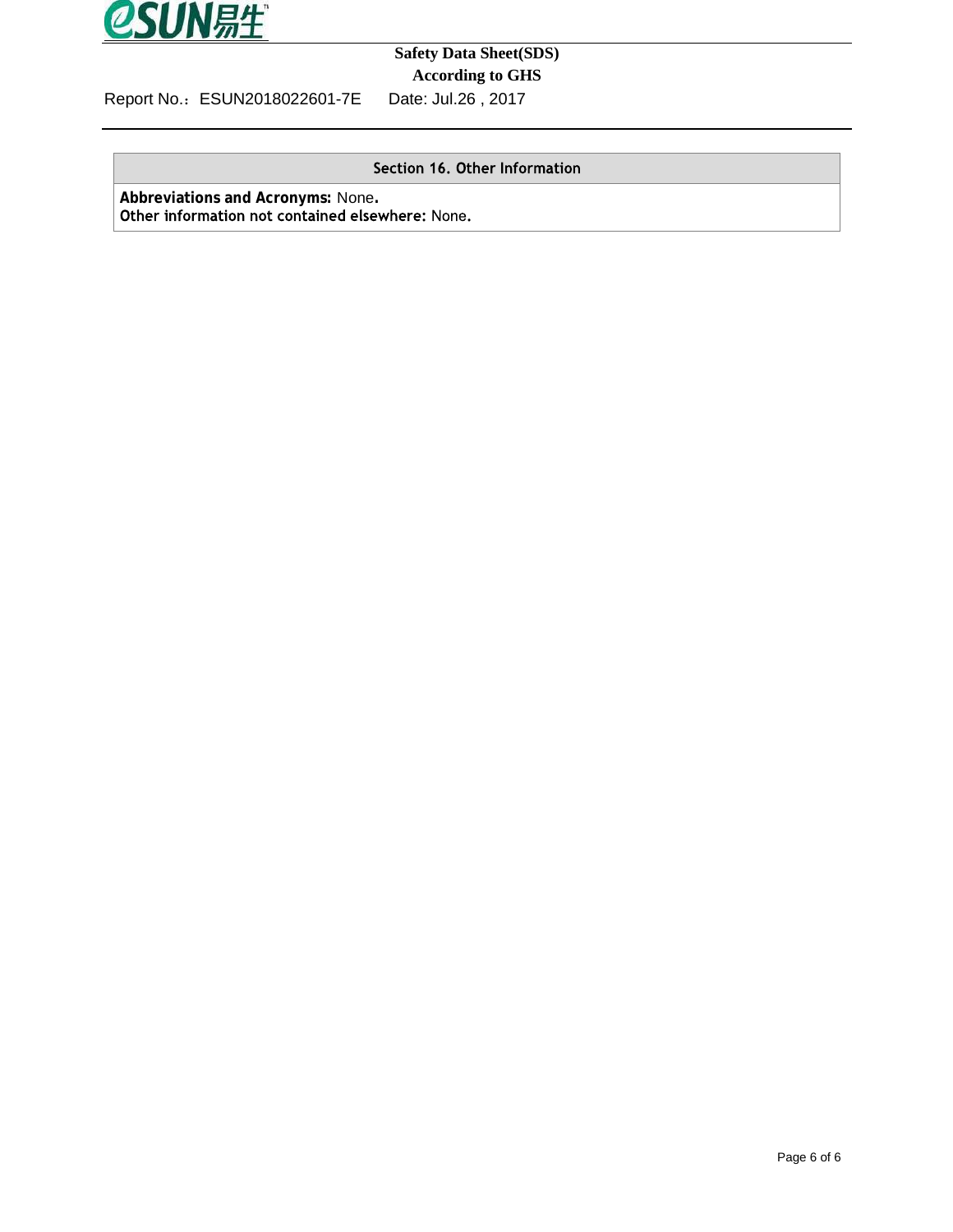## Section 16. Other Information

**Abbreviations and Acronyms:** None.
**Other information not contained elsewhere:** None.